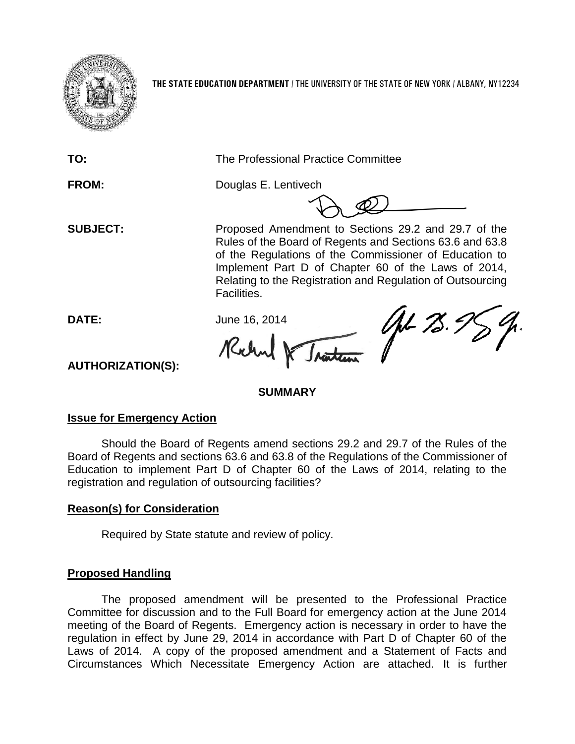**THE STATE EDUCATION DEPARTMENT** / THE UNIVERSITY OF THE STATE OF NEW YORK / ALBANY, NY12234

**TO:** The Professional Practice Committee

**FROM:** Douglas E. Lentivech

**SUBJECT:** Proposed Amendment to Sections 29.2 and 29.7 of the Rules of the Board of Regents and Sections 63.6 and 63.8 of the Regulations of the Commissioner of Education to Implement Part D of Chapter 60 of the Laws of 2014, Relating to the Registration and Regulation of Outsourcing Facilities.

**DATE:** June 16, 2014

**AUTHORIZATION(S):**

## SUMMARY

### Issue for Emergency Action

Should the Board of Regents amend sections 29.2 and 29.7 of the Rules of the Board of Regents and sections 63.6 and 63.8 of the Regulations of the Commissioner of Education to implement Part D of Chapter 60 of the Laws of 2014, relating to the registration and regulation of outsourcing facilities?

### Reason(s) for Consideration

Required by State statute and review of policy.

### Proposed Handling

The proposed amendment will be presented to the Professional Practice Committee for discussion and to the Full Board for emergency action at the June 2014 meeting of the Board of Regents. Emergency action is necessary in order to have the regulation in effect by June 29, 2014 in accordance with Part D of Chapter 60 of the Laws of 2014. A copy of the proposed amendment and a Statement of Facts and Circumstances Which Necessitate Emergency Action are attached. It is further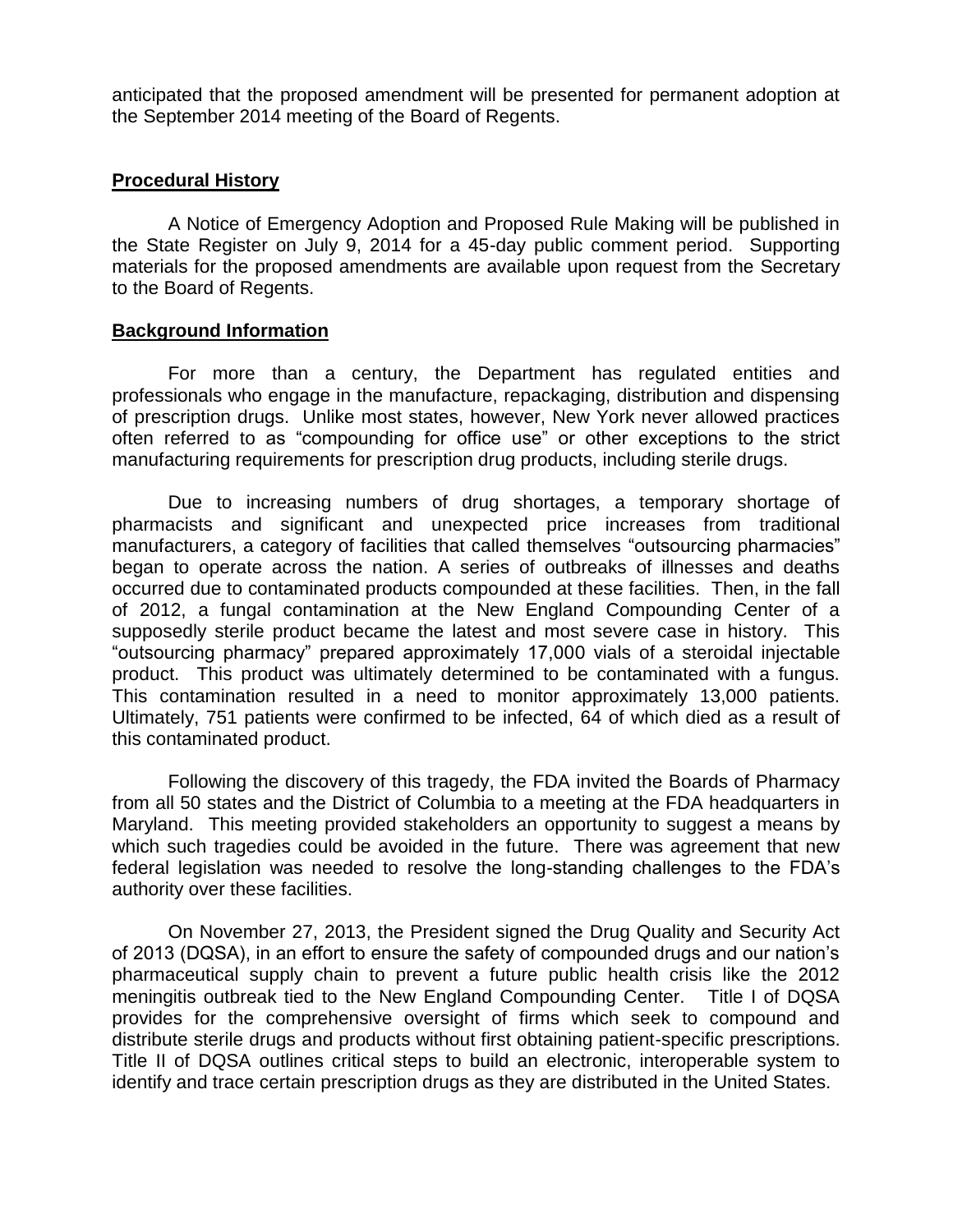anticipated that the proposed amendment will be presented for permanent adoption at the September 2014 meeting of the Board of Regents.

## Procedural History

A Notice of Emergency Adoption and Proposed Rule Making will be published in the State Register on July 9, 2014 for a 45-day public comment period. Supporting materials for the proposed amendments are available upon request from the Secretary to the Board of Regents.

## Background Information

For more than a century, the Department has regulated entities and professionals who engage in the manufacture, repackaging, distribution and dispensing of prescription drugs. Unlike most states, however, New York never allowed practices often referred to as "compounding for office use" or other exceptions to the strict manufacturing requirements for prescription drug products, including sterile drugs.

Due to increasing numbers of drug shortages, a temporary shortage of pharmacists and significant and unexpected price increases from traditional manufacturers, a category of facilities that called themselves "outsourcing pharmacies" began to operate across the nation. A series of outbreaks of illnesses and deaths occurred due to contaminated products compounded at these facilities. Then, in the fall of 2012, a fungal contamination at the New England Compounding Center of a supposedly sterile product became the latest and most severe case in history. This "outsourcing pharmacy" prepared approximately 17,000 vials of a steroidal injectable product. This product was ultimately determined to be contaminated with a fungus. This contamination resulted in a need to monitor approximately 13,000 patients. Ultimately, 751 patients were confirmed to be infected, 64 of which died as a result of this contaminated product.

Following the discovery of this tragedy, the FDA invited the Boards of Pharmacy from all 50 states and the District of Columbia to a meeting at the FDA headquarters in Maryland. This meeting provided stakeholders an opportunity to suggest a means by which such tragedies could be avoided in the future. There was agreement that new federal legislation was needed to resolve the long-standing challenges to the FDA's authority over these facilities.

On November 27, 2013, the President signed the Drug Quality and Security Act of 2013 (DQSA), in an effort to ensure the safety of compounded drugs and our nation's pharmaceutical supply chain to prevent a future public health crisis like the 2012 meningitis outbreak tied to the New England Compounding Center. Title I of DQSA provides for the comprehensive oversight of firms which seek to compound and distribute sterile drugs and products without first obtaining patient-specific prescriptions. Title II of DQSA outlines critical steps to build an electronic, interoperable system to identify and trace certain prescription drugs as they are distributed in the United States.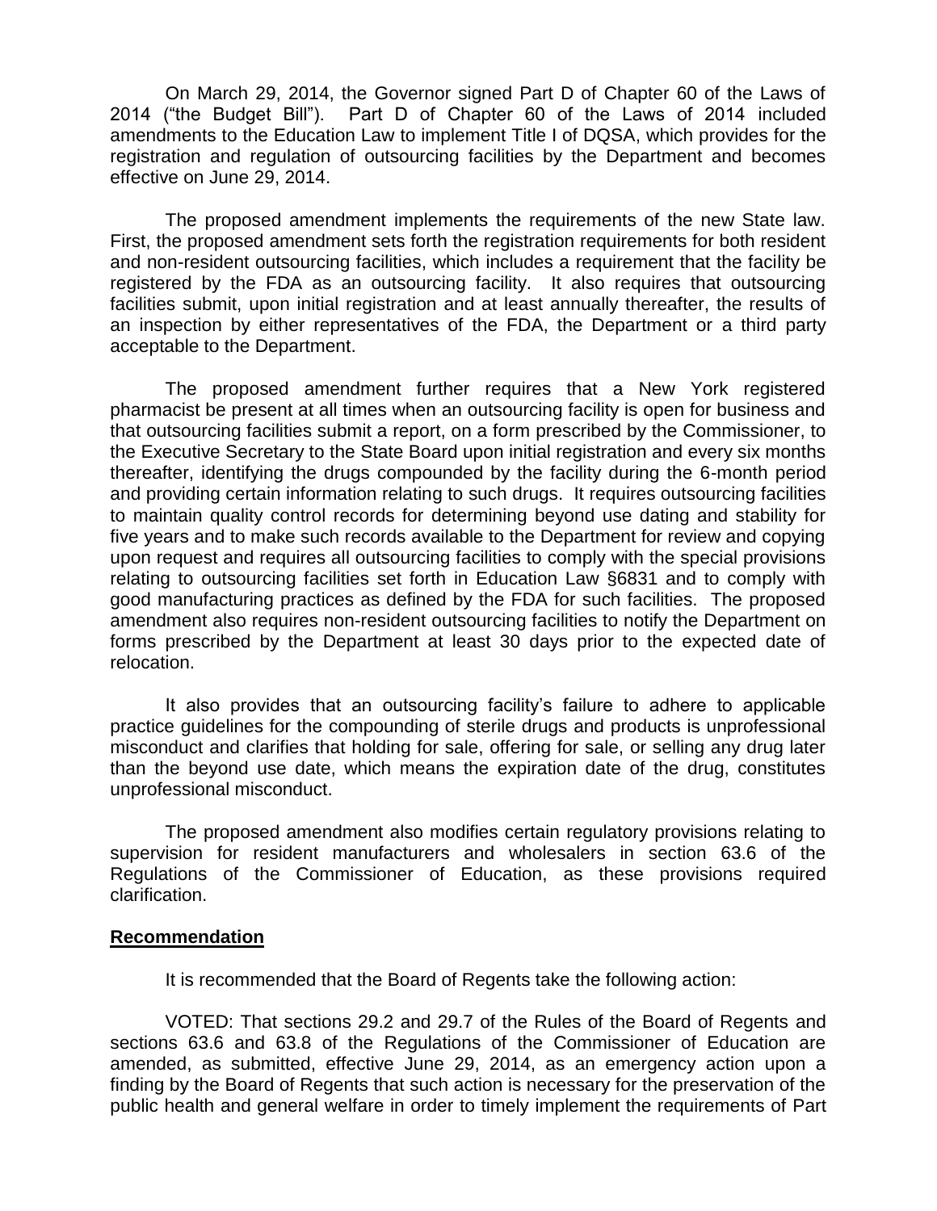On March 29, 2014, the Governor signed Part D of Chapter 60 of the Laws of 2014 ("the Budget Bill"). Part D of Chapter 60 of the Laws of 2014 included amendments to the Education Law to implement Title I of DQSA, which provides for the registration and regulation of outsourcing facilities by the Department and becomes effective on June 29, 2014.

The proposed amendment implements the requirements of the new State law. First, the proposed amendment sets forth the registration requirements for both resident and non-resident outsourcing facilities, which includes a requirement that the facility be registered by the FDA as an outsourcing facility. It also requires that outsourcing facilities submit, upon initial registration and at least annually thereafter, the results of an inspection by either representatives of the FDA, the Department or a third party acceptable to the Department.

The proposed amendment further requires that a New York registered pharmacist be present at all times when an outsourcing facility is open for business and that outsourcing facilities submit a report, on a form prescribed by the Commissioner, to the Executive Secretary to the State Board upon initial registration and every six months thereafter, identifying the drugs compounded by the facility during the 6-month period and providing certain information relating to such drugs. It requires outsourcing facilities to maintain quality control records for determining beyond use dating and stability for five years and to make such records available to the Department for review and copying upon request and requires all outsourcing facilities to comply with the special provisions relating to outsourcing facilities set forth in Education Law §6831 and to comply with good manufacturing practices as defined by the FDA for such facilities. The proposed amendment also requires non-resident outsourcing facilities to notify the Department on forms prescribed by the Department at least 30 days prior to the expected date of relocation.

It also provides that an outsourcing facility's failure to adhere to applicable practice guidelines for the compounding of sterile drugs and products is unprofessional misconduct and clarifies that holding for sale, offering for sale, or selling any drug later than the beyond use date, which means the expiration date of the drug, constitutes unprofessional misconduct.

The proposed amendment also modifies certain regulatory provisions relating to supervision for resident manufacturers and wholesalers in section 63.6 of the Regulations of the Commissioner of Education, as these provisions required clarification.

## Recommendation

It is recommended that the Board of Regents take the following action:

VOTED: That sections 29.2 and 29.7 of the Rules of the Board of Regents and sections 63.6 and 63.8 of the Regulations of the Commissioner of Education are amended, as submitted, effective June 29, 2014, as an emergency action upon a finding by the Board of Regents that such action is necessary for the preservation of the public health and general welfare in order to timely implement the requirements of Part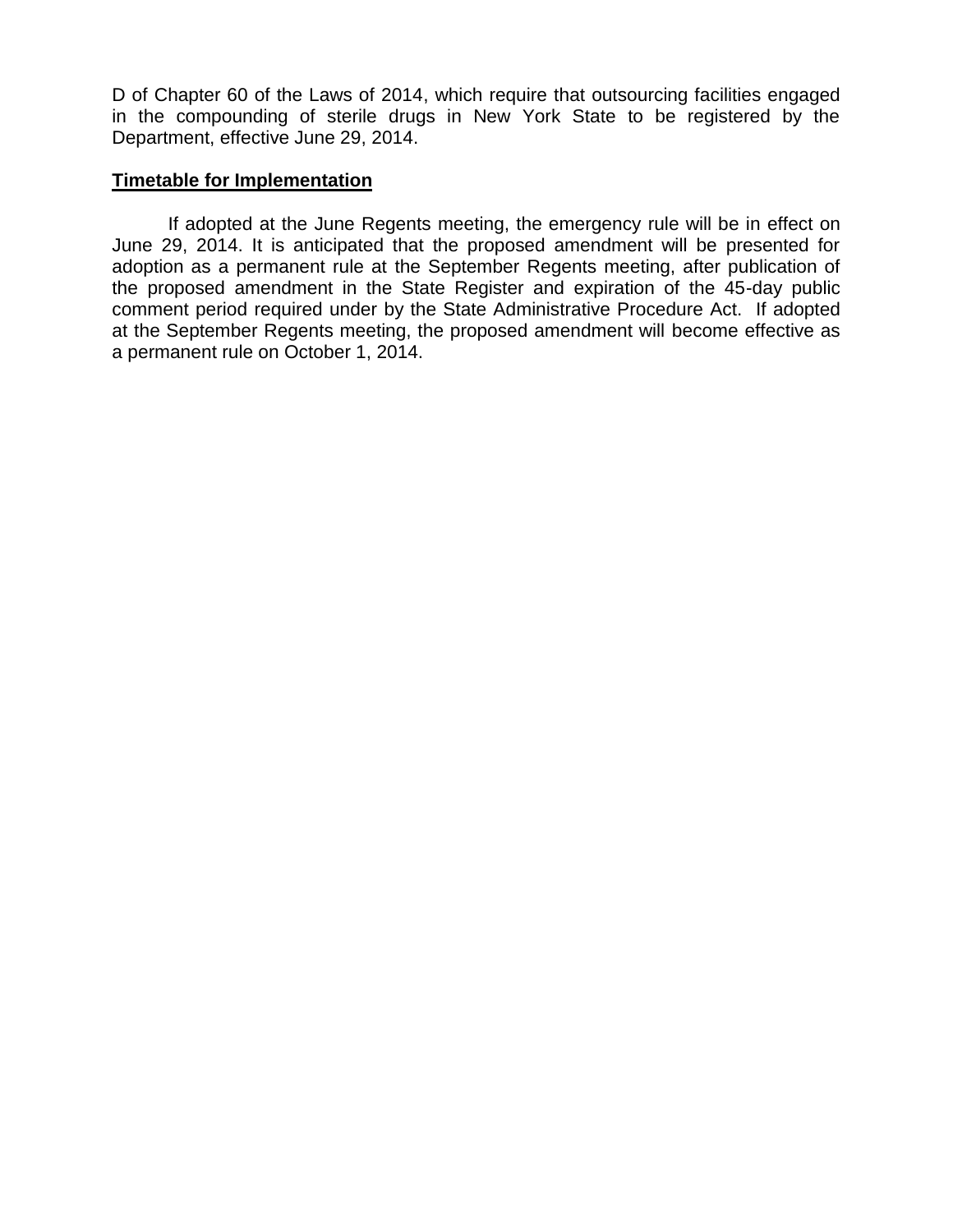D of Chapter 60 of the Laws of 2014, which require that outsourcing facilities engaged in the compounding of sterile drugs in New York State to be registered by the Department, effective June 29, 2014.

**Timetable for Implementation**

If adopted at the June Regents meeting, the emergency rule will be in effect on June 29, 2014. It is anticipated that the proposed amendment will be presented for adoption as a permanent rule at the September Regents meeting, after publication of the proposed amendment in the State Register and expiration of the 45-day public comment period required under by the State Administrative Procedure Act. If adopted at the September Regents meeting, the proposed amendment will become effective as a permanent rule on October 1, 2014.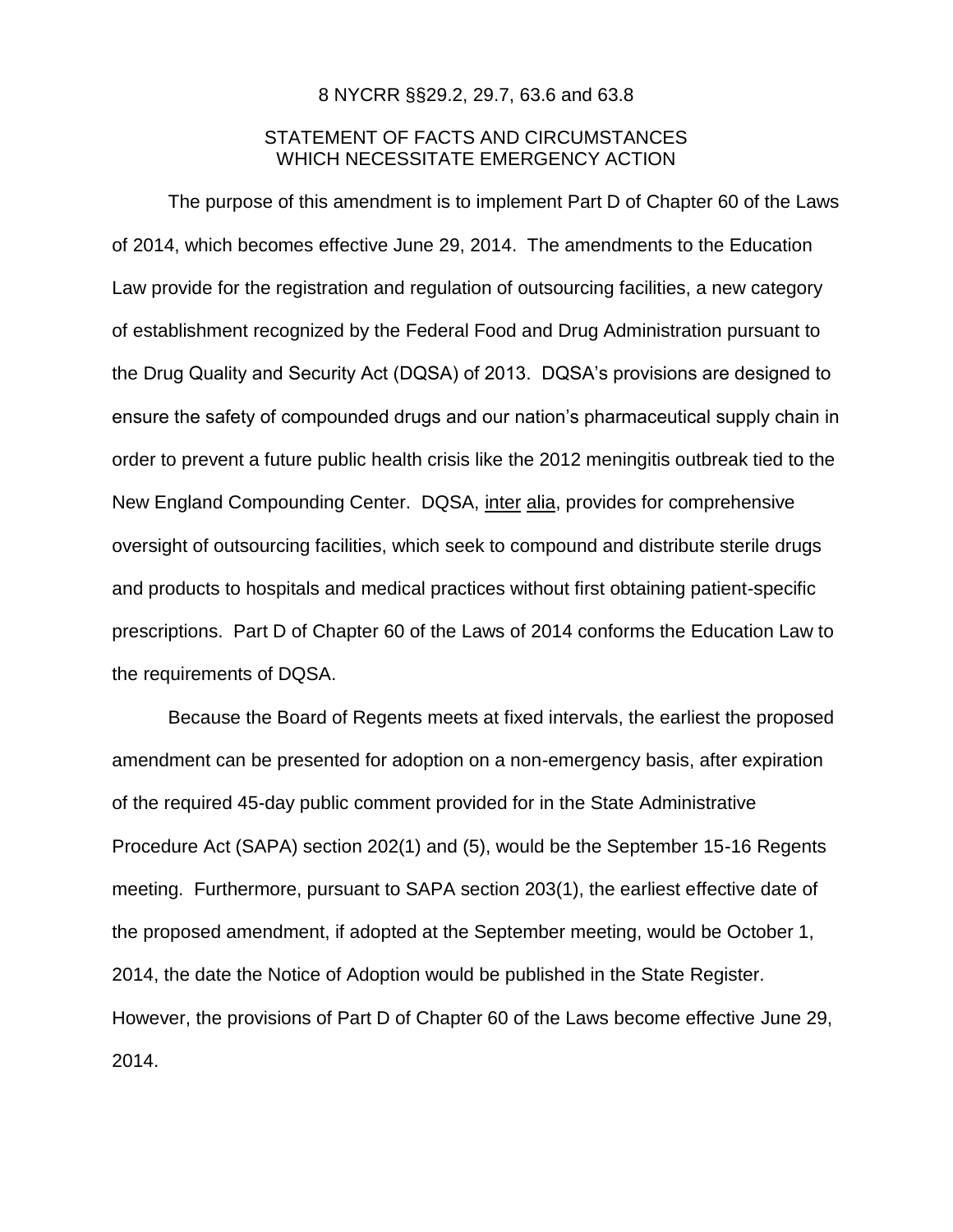8 NYCRR §§29.2, 29.7, 63.6 and 63.8

## STATEMENT OF FACTS AND CIRCUMSTANCES WHICH NECESSITATE EMERGENCY ACTION

The purpose of this amendment is to implement Part D of Chapter 60 of the Laws of 2014, which becomes effective June 29, 2014. The amendments to the Education Law provide for the registration and regulation of outsourcing facilities, a new category of establishment recognized by the Federal Food and Drug Administration pursuant to the Drug Quality and Security Act (DQSA) of 2013. DQSA's provisions are designed to ensure the safety of compounded drugs and our nation's pharmaceutical supply chain in order to prevent a future public health crisis like the 2012 meningitis outbreak tied to the New England Compounding Center. DQSA, inter alia, provides for comprehensive oversight of outsourcing facilities, which seek to compound and distribute sterile drugs and products to hospitals and medical practices without first obtaining patient-specific prescriptions. Part D of Chapter 60 of the Laws of 2014 conforms the Education Law to the requirements of DQSA.

Because the Board of Regents meets at fixed intervals, the earliest the proposed amendment can be presented for adoption on a non-emergency basis, after expiration of the required 45-day public comment provided for in the State Administrative Procedure Act (SAPA) section 202(1) and (5), would be the September 15-16 Regents meeting. Furthermore, pursuant to SAPA section 203(1), the earliest effective date of the proposed amendment, if adopted at the September meeting, would be October 1, 2014, the date the Notice of Adoption would be published in the State Register. However, the provisions of Part D of Chapter 60 of the Laws become effective June 29, 2014.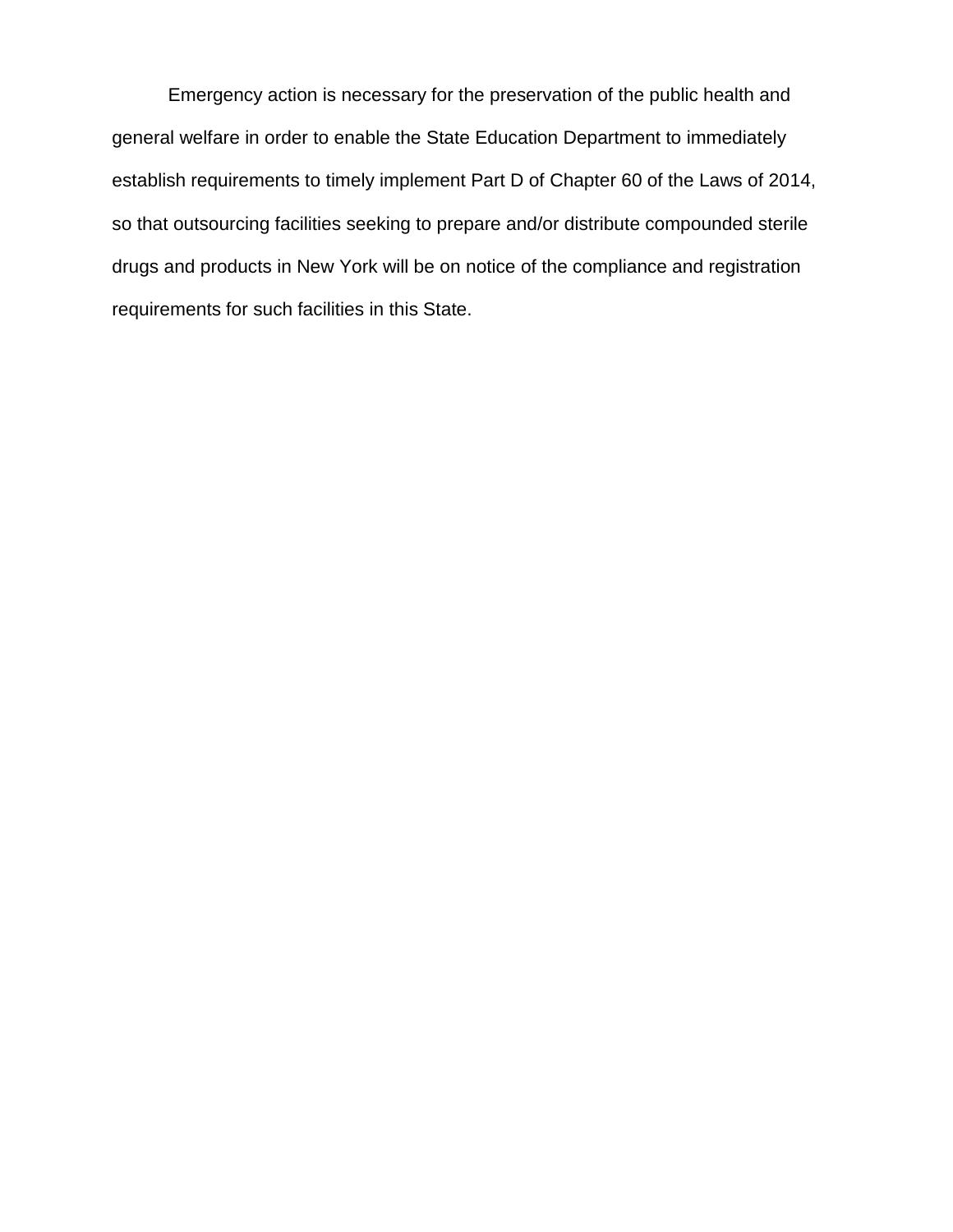Emergency action is necessary for the preservation of the public health and general welfare in order to enable the State Education Department to immediately establish requirements to timely implement Part D of Chapter 60 of the Laws of 2014, so that outsourcing facilities seeking to prepare and/or distribute compounded sterile drugs and products in New York will be on notice of the compliance and registration requirements for such facilities in this State.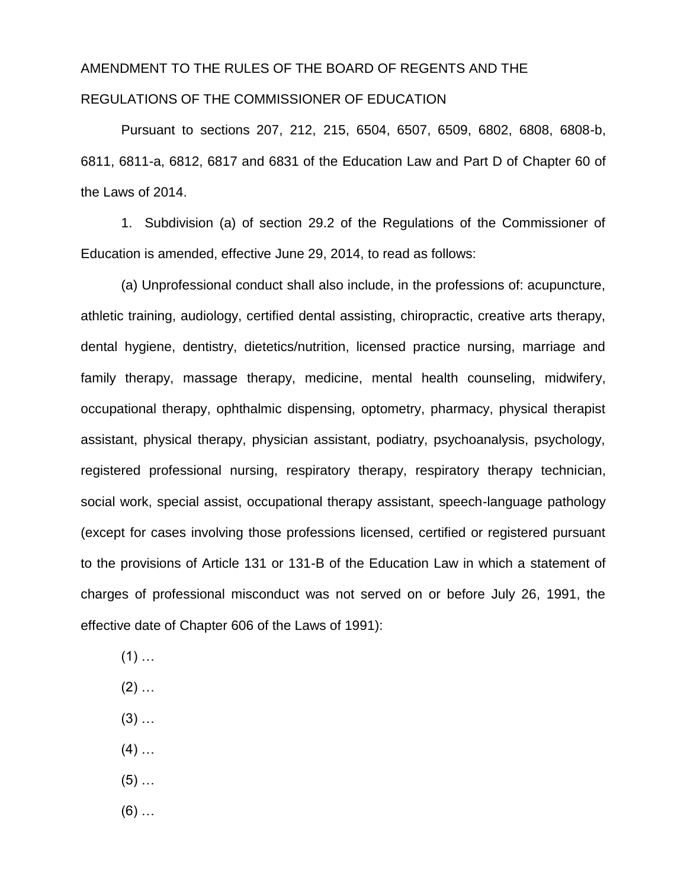AMENDMENT TO THE RULES OF THE BOARD OF REGENTS AND THE REGULATIONS OF THE COMMISSIONER OF EDUCATION

Pursuant to sections 207, 212, 215, 6504, 6507, 6509, 6802, 6808, 6808-b, 6811, 6811-a, 6812, 6817 and 6831 of the Education Law and Part D of Chapter 60 of the Laws of 2014.

1. Subdivision (a) of section 29.2 of the Regulations of the Commissioner of Education is amended, effective June 29, 2014, to read as follows:

(a) Unprofessional conduct shall also include, in the professions of: acupuncture, athletic training, audiology, certified dental assisting, chiropractic, creative arts therapy, dental hygiene, dentistry, dietetics/nutrition, licensed practice nursing, marriage and family therapy, massage therapy, medicine, mental health counseling, midwifery, occupational therapy, ophthalmic dispensing, optometry, pharmacy, physical therapist assistant, physical therapy, physician assistant, podiatry, psychoanalysis, psychology, registered professional nursing, respiratory therapy, respiratory therapy technician, social work, special assist, occupational therapy assistant, speech-language pathology (except for cases involving those professions licensed, certified or registered pursuant to the provisions of Article 131 or 131-B of the Education Law in which a statement of charges of professional misconduct was not served on or before July 26, 1991, the effective date of Chapter 606 of the Laws of 1991):

(1) …

(2) …

(3) …

(4) …

(5) …

(6) …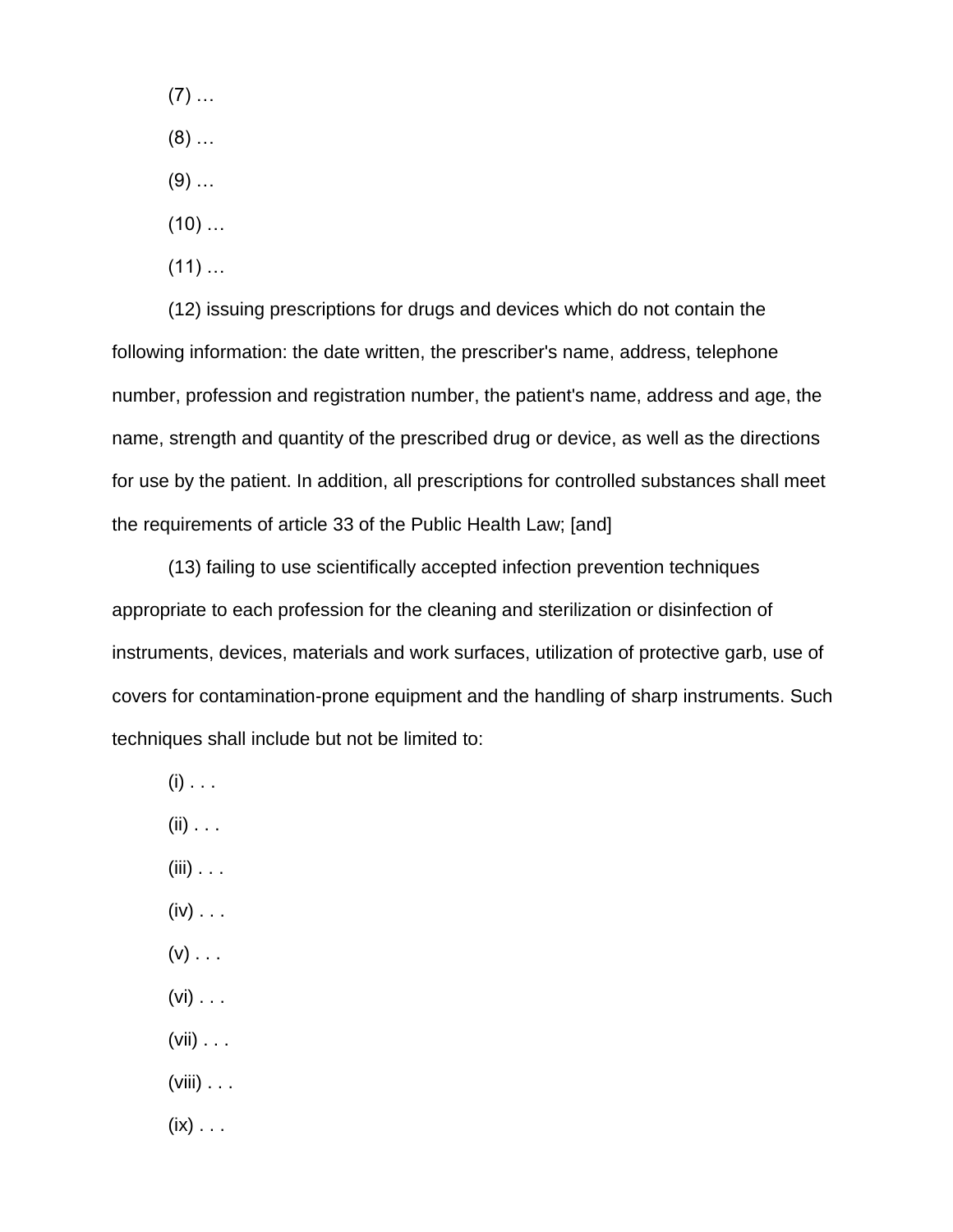(7) …

(8) …

(9) …

(10) …

(11) …

(12) issuing prescriptions for drugs and devices which do not contain the following information: the date written, the prescriber's name, address, telephone number, profession and registration number, the patient's name, address and age, the name, strength and quantity of the prescribed drug or device, as well as the directions for use by the patient. In addition, all prescriptions for controlled substances shall meet the requirements of article 33 of the Public Health Law; [and]

(13) failing to use scientifically accepted infection prevention techniques appropriate to each profession for the cleaning and sterilization or disinfection of instruments, devices, materials and work surfaces, utilization of protective garb, use of covers for contamination-prone equipment and the handling of sharp instruments. Such techniques shall include but not be limited to:

(i) . . .

(ii) . . .

(iii) . . .

(iv) . . .

(v) . . .

(vi) . . .

(vii) . . .

(viii) . . .

(ix) . . .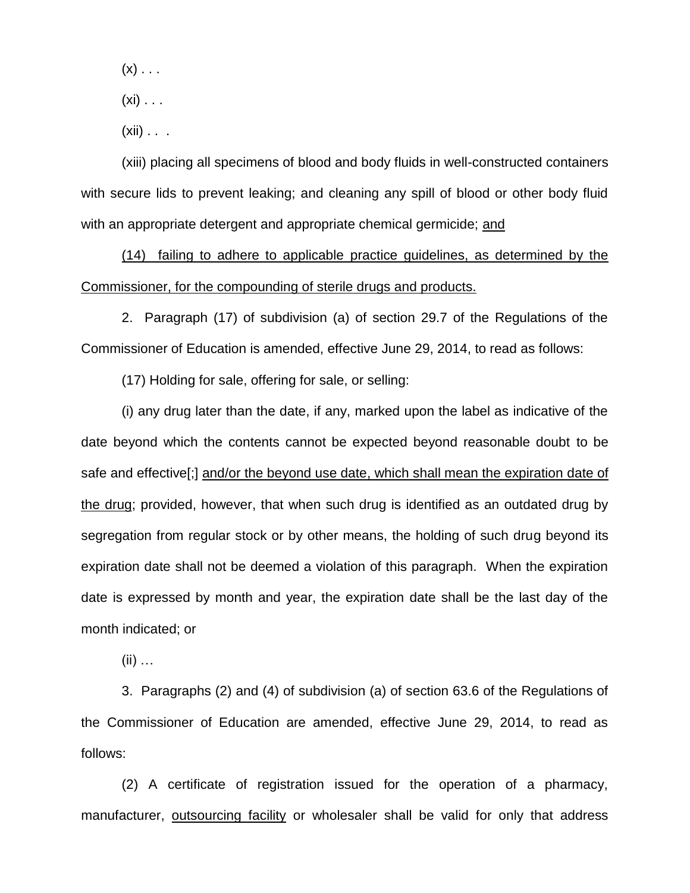(x) . . .

(xi) . . .

(xii) . . .

(xiii) placing all specimens of blood and body fluids in well-constructed containers with secure lids to prevent leaking; and cleaning any spill of blood or other body fluid with an appropriate detergent and appropriate chemical germicide; <u>and</u>

<u>(14) failing to adhere to applicable practice guidelines, as determined by the Commissioner, for the compounding of sterile drugs and products.</u>

2. Paragraph (17) of subdivision (a) of section 29.7 of the Regulations of the Commissioner of Education is amended, effective June 29, 2014, to read as follows:

(17) Holding for sale, offering for sale, or selling:

(i) any drug later than the date, if any, marked upon the label as indicative of the date beyond which the contents cannot be expected beyond reasonable doubt to be safe and effective[;] <u>and/or the beyond use date, which shall mean the expiration date of the drug</u>; provided, however, that when such drug is identified as an outdated drug by segregation from regular stock or by other means, the holding of such drug beyond its expiration date shall not be deemed a violation of this paragraph. When the expiration date is expressed by month and year, the expiration date shall be the last day of the month indicated; or

(ii) …

3. Paragraphs (2) and (4) of subdivision (a) of section 63.6 of the Regulations of the Commissioner of Education are amended, effective June 29, 2014, to read as follows:

(2) A certificate of registration issued for the operation of a pharmacy, manufacturer, <u>outsourcing facility</u> or wholesaler shall be valid for only that address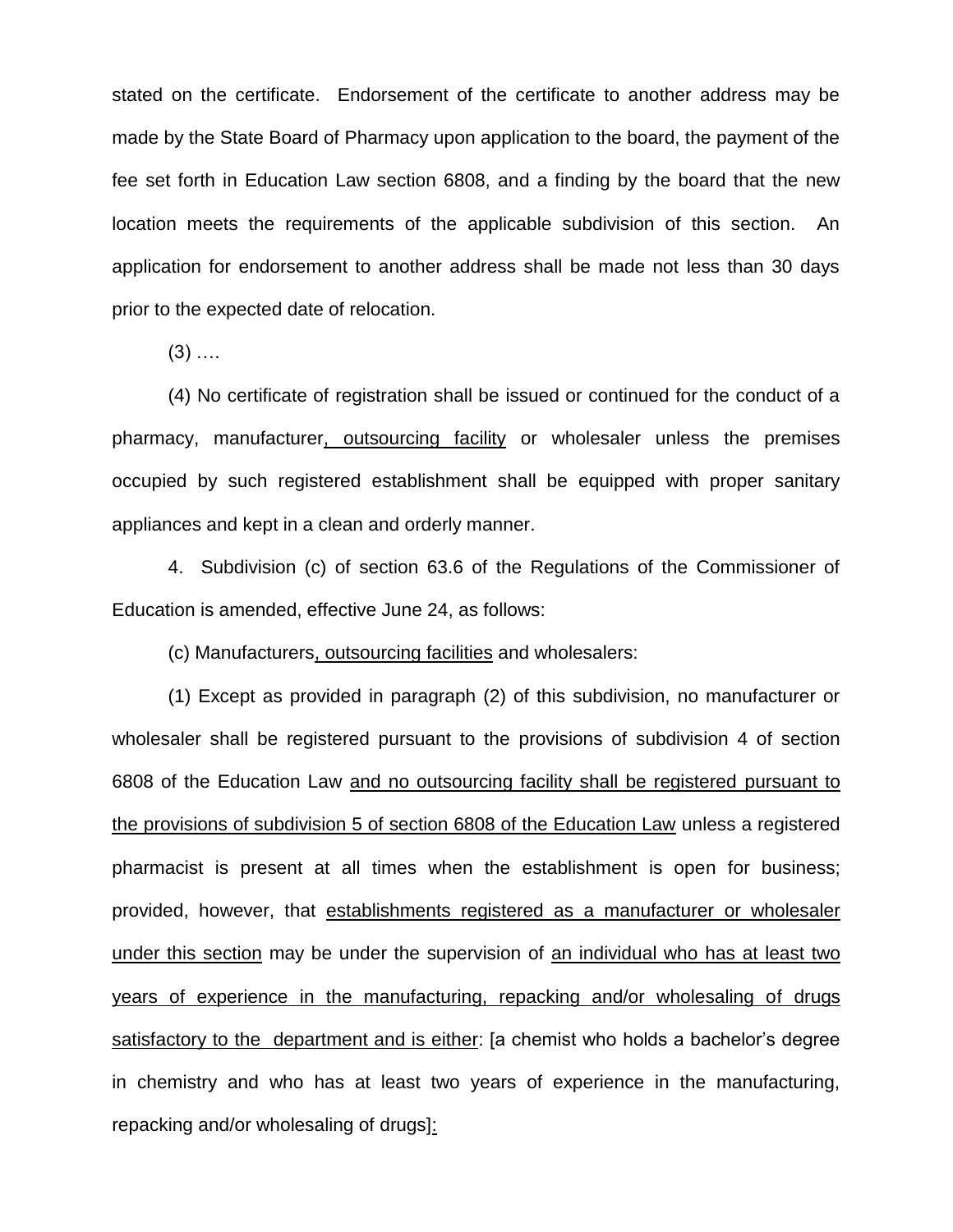stated on the certificate. Endorsement of the certificate to another address may be made by the State Board of Pharmacy upon application to the board, the payment of the fee set forth in Education Law section 6808, and a finding by the board that the new location meets the requirements of the applicable subdivision of this section. An application for endorsement to another address shall be made not less than 30 days prior to the expected date of relocation.

(3) ….

(4) No certificate of registration shall be issued or continued for the conduct of a pharmacy, manufacturer, outsourcing facility or wholesaler unless the premises occupied by such registered establishment shall be equipped with proper sanitary appliances and kept in a clean and orderly manner.

4. Subdivision (c) of section 63.6 of the Regulations of the Commissioner of Education is amended, effective June 24, as follows:

(c) Manufacturers, outsourcing facilities and wholesalers:

(1) Except as provided in paragraph (2) of this subdivision, no manufacturer or wholesaler shall be registered pursuant to the provisions of subdivision 4 of section 6808 of the Education Law and no outsourcing facility shall be registered pursuant to the provisions of subdivision 5 of section 6808 of the Education Law unless a registered pharmacist is present at all times when the establishment is open for business; provided, however, that establishments registered as a manufacturer or wholesaler under this section may be under the supervision of an individual who has at least two years of experience in the manufacturing, repacking and/or wholesaling of drugs satisfactory to the department and is either: [a chemist who holds a bachelor's degree in chemistry and who has at least two years of experience in the manufacturing, repacking and/or wholesaling of drugs]: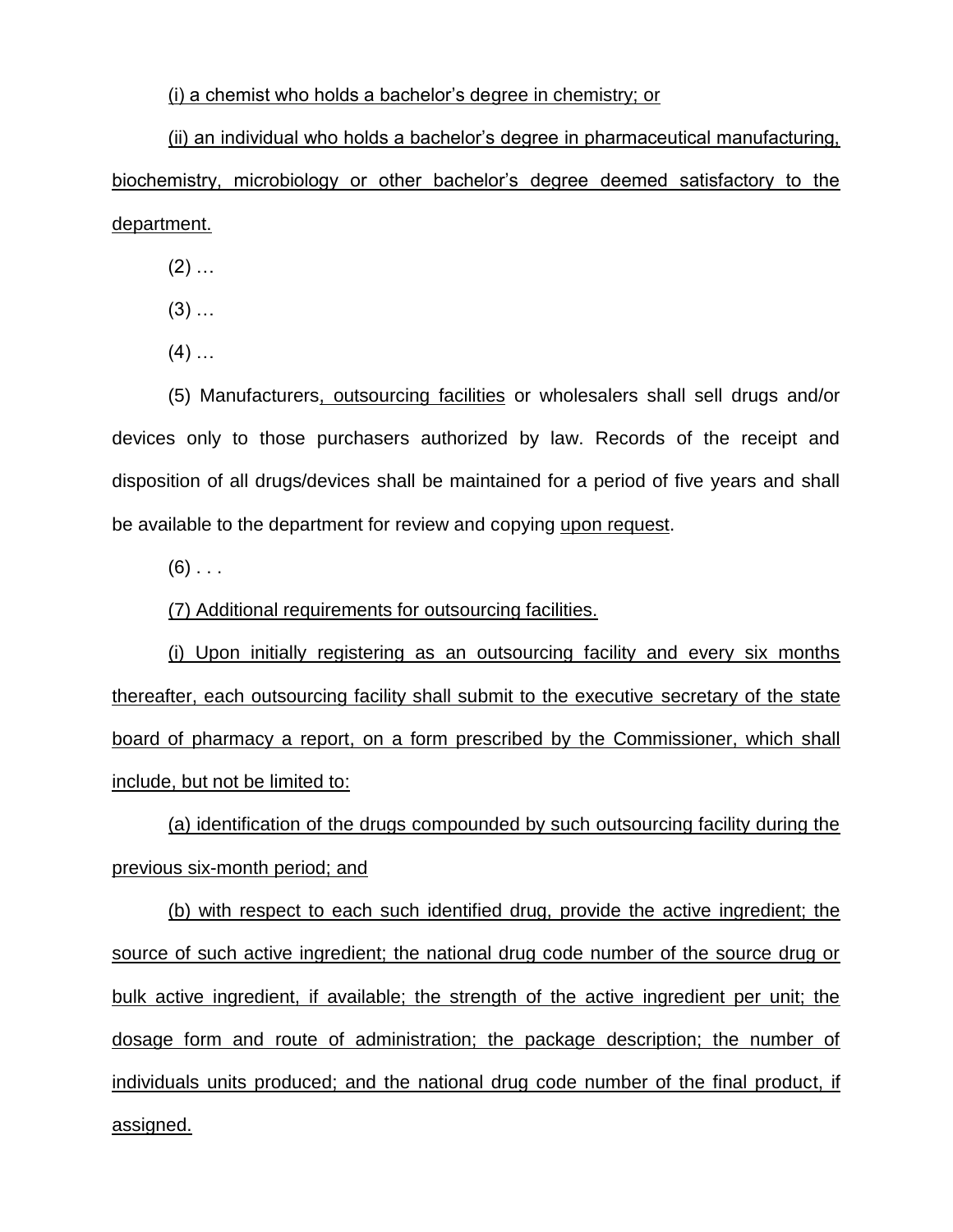(i) a chemist who holds a bachelor's degree in chemistry; or

(ii) an individual who holds a bachelor's degree in pharmaceutical manufacturing, biochemistry, microbiology or other bachelor's degree deemed satisfactory to the department.

(2) …

(3) …

(4) …

(5) Manufacturers, outsourcing facilities or wholesalers shall sell drugs and/or devices only to those purchasers authorized by law. Records of the receipt and disposition of all drugs/devices shall be maintained for a period of five years and shall be available to the department for review and copying upon request.

(6) . . .

(7) Additional requirements for outsourcing facilities.

(i) Upon initially registering as an outsourcing facility and every six months thereafter, each outsourcing facility shall submit to the executive secretary of the state board of pharmacy a report, on a form prescribed by the Commissioner, which shall include, but not be limited to:

(a) identification of the drugs compounded by such outsourcing facility during the previous six-month period; and

(b) with respect to each such identified drug, provide the active ingredient; the source of such active ingredient; the national drug code number of the source drug or bulk active ingredient, if available; the strength of the active ingredient per unit; the dosage form and route of administration; the package description; the number of individuals units produced; and the national drug code number of the final product, if assigned.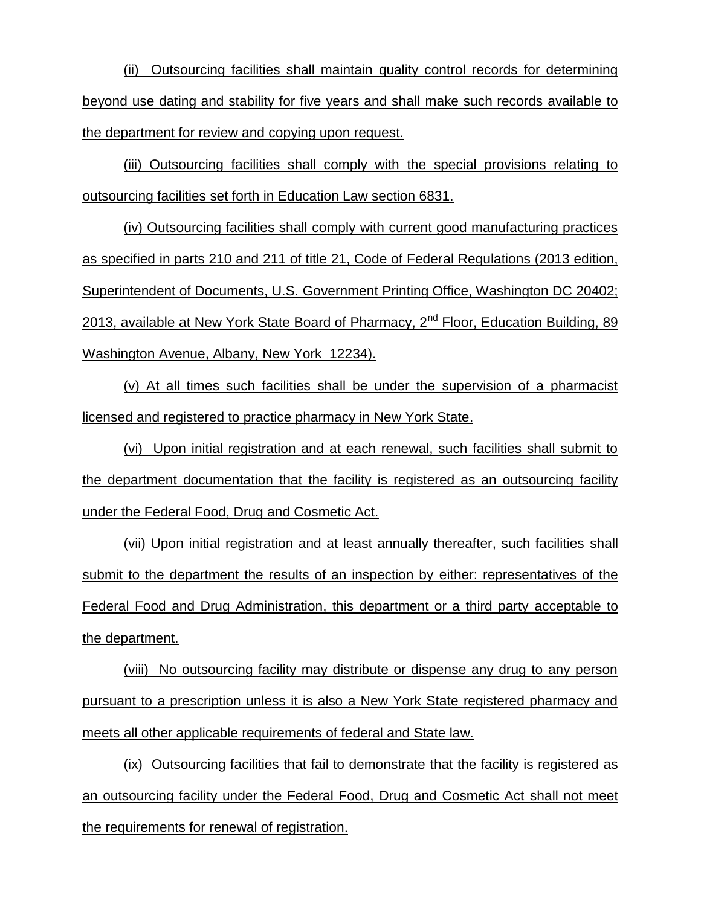(ii) Outsourcing facilities shall maintain quality control records for determining beyond use dating and stability for five years and shall make such records available to the department for review and copying upon request.

(iii) Outsourcing facilities shall comply with the special provisions relating to outsourcing facilities set forth in Education Law section 6831.

(iv) Outsourcing facilities shall comply with current good manufacturing practices as specified in parts 210 and 211 of title 21, Code of Federal Regulations (2013 edition, Superintendent of Documents, U.S. Government Printing Office, Washington DC 20402; 2013, available at New York State Board of Pharmacy, 2nd Floor, Education Building, 89 Washington Avenue, Albany, New York 12234).

(v) At all times such facilities shall be under the supervision of a pharmacist licensed and registered to practice pharmacy in New York State.

(vi) Upon initial registration and at each renewal, such facilities shall submit to the department documentation that the facility is registered as an outsourcing facility under the Federal Food, Drug and Cosmetic Act.

(vii) Upon initial registration and at least annually thereafter, such facilities shall submit to the department the results of an inspection by either: representatives of the Federal Food and Drug Administration, this department or a third party acceptable to the department.

(viii) No outsourcing facility may distribute or dispense any drug to any person pursuant to a prescription unless it is also a New York State registered pharmacy and meets all other applicable requirements of federal and State law.

(ix) Outsourcing facilities that fail to demonstrate that the facility is registered as an outsourcing facility under the Federal Food, Drug and Cosmetic Act shall not meet the requirements for renewal of registration.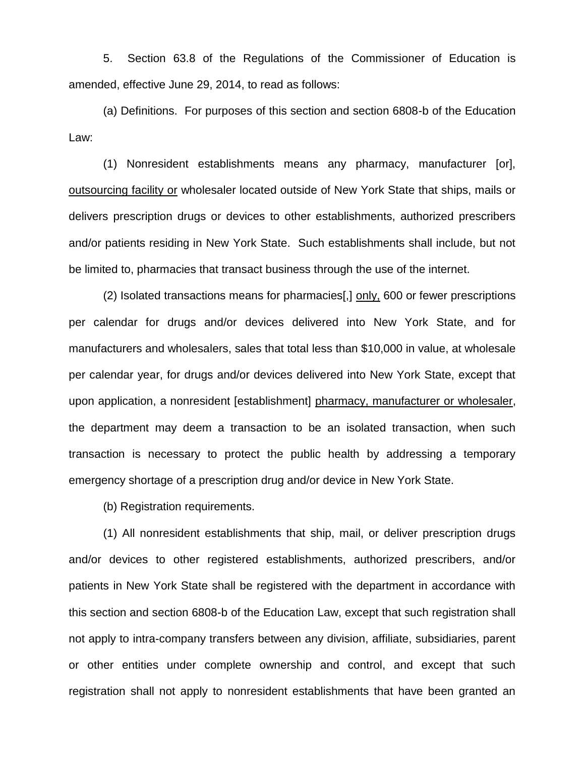5. Section 63.8 of the Regulations of the Commissioner of Education is amended, effective June 29, 2014, to read as follows:

(a) Definitions. For purposes of this section and section 6808-b of the Education Law:

(1) Nonresident establishments means any pharmacy, manufacturer [or], outsourcing facility or wholesaler located outside of New York State that ships, mails or delivers prescription drugs or devices to other establishments, authorized prescribers and/or patients residing in New York State. Such establishments shall include, but not be limited to, pharmacies that transact business through the use of the internet.

(2) Isolated transactions means for pharmacies[,] only, 600 or fewer prescriptions per calendar for drugs and/or devices delivered into New York State, and for manufacturers and wholesalers, sales that total less than $10,000 in value, at wholesale per calendar year, for drugs and/or devices delivered into New York State, except that upon application, a nonresident [establishment] pharmacy, manufacturer or wholesaler, the department may deem a transaction to be an isolated transaction, when such transaction is necessary to protect the public health by addressing a temporary emergency shortage of a prescription drug and/or device in New York State.

(b) Registration requirements.

(1) All nonresident establishments that ship, mail, or deliver prescription drugs and/or devices to other registered establishments, authorized prescribers, and/or patients in New York State shall be registered with the department in accordance with this section and section 6808-b of the Education Law, except that such registration shall not apply to intra-company transfers between any division, affiliate, subsidiaries, parent or other entities under complete ownership and control, and except that such registration shall not apply to nonresident establishments that have been granted an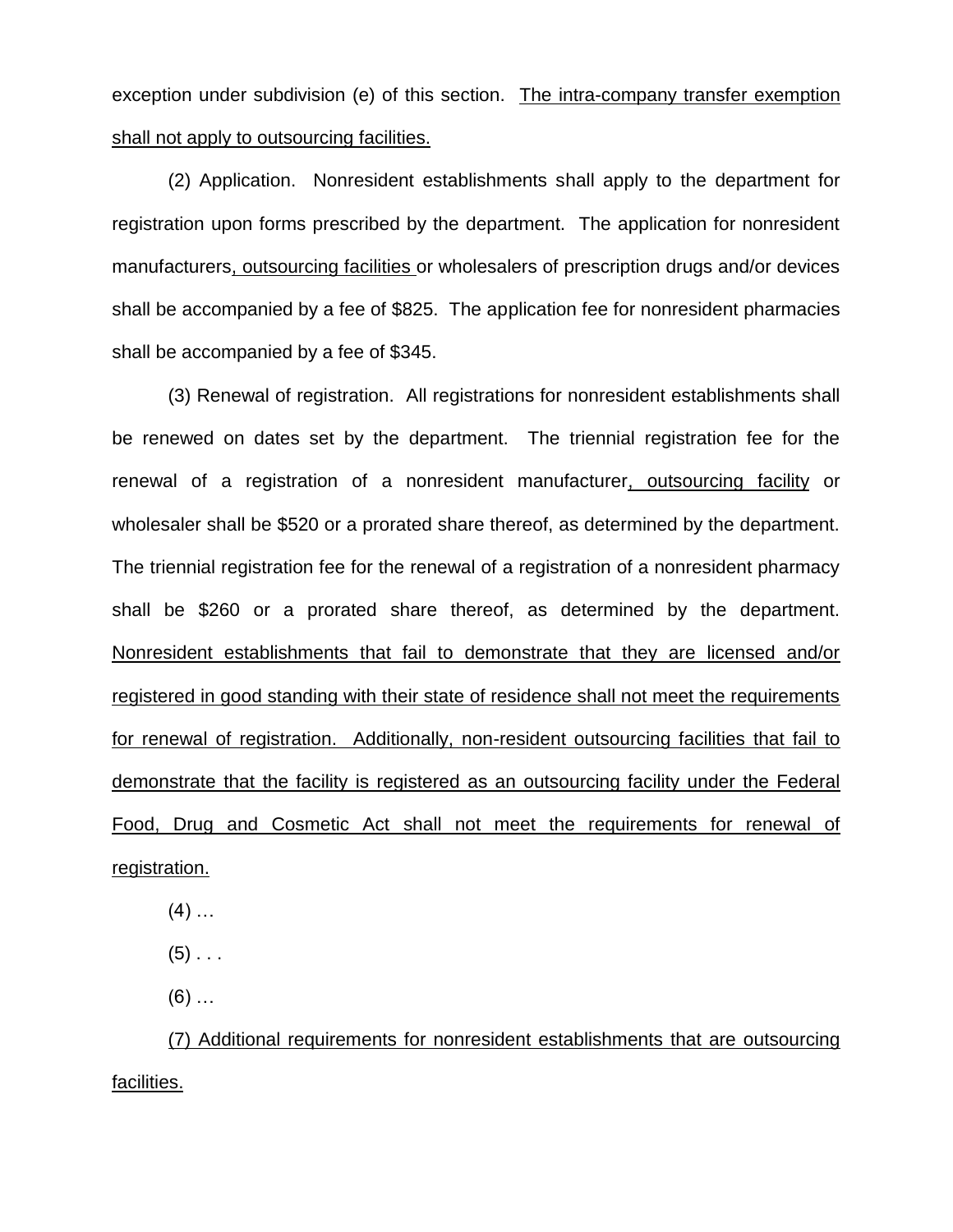exception under subdivision (e) of this section. <u>The intra-company transfer exemption shall not apply to outsourcing facilities.</u>

(2) Application. Nonresident establishments shall apply to the department for registration upon forms prescribed by the department. The application for nonresident manufacturers<u>, outsourcing facilities</u> or wholesalers of prescription drugs and/or devices shall be accompanied by a fee of $825. The application fee for nonresident pharmacies shall be accompanied by a fee of $345.

(3) Renewal of registration. All registrations for nonresident establishments shall be renewed on dates set by the department. The triennial registration fee for the renewal of a registration of a nonresident manufacturer<u>, outsourcing facility</u> or wholesaler shall be $520 or a prorated share thereof, as determined by the department. The triennial registration fee for the renewal of a registration of a nonresident pharmacy shall be $260 or a prorated share thereof, as determined by the department. <u>Nonresident establishments that fail to demonstrate that they are licensed and/or registered in good standing with their state of residence shall not meet the requirements for renewal of registration. Additionally, non-resident outsourcing facilities that fail to demonstrate that the facility is registered as an outsourcing facility under the Federal Food, Drug and Cosmetic Act shall not meet the requirements for renewal of registration.</u>

(4) …

(5) . . .

(6) …

<u>(7) Additional requirements for nonresident establishments that are outsourcing facilities.</u>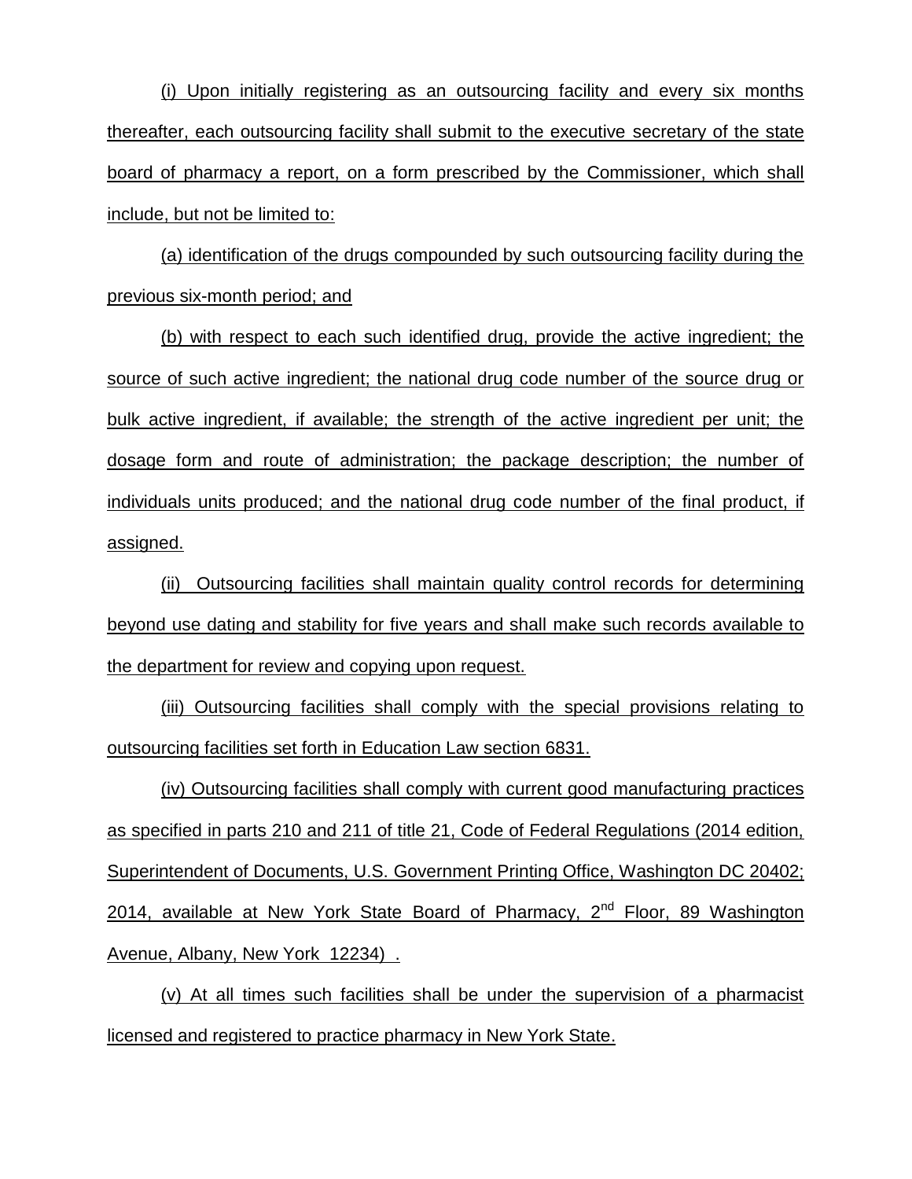(i) Upon initially registering as an outsourcing facility and every six months thereafter, each outsourcing facility shall submit to the executive secretary of the state board of pharmacy a report, on a form prescribed by the Commissioner, which shall include, but not be limited to:

(a) identification of the drugs compounded by such outsourcing facility during the previous six-month period; and

(b) with respect to each such identified drug, provide the active ingredient; the source of such active ingredient; the national drug code number of the source drug or bulk active ingredient, if available; the strength of the active ingredient per unit; the dosage form and route of administration; the package description; the number of individuals units produced; and the national drug code number of the final product, if assigned.

(ii) Outsourcing facilities shall maintain quality control records for determining beyond use dating and stability for five years and shall make such records available to the department for review and copying upon request.

(iii) Outsourcing facilities shall comply with the special provisions relating to outsourcing facilities set forth in Education Law section 6831.

(iv) Outsourcing facilities shall comply with current good manufacturing practices as specified in parts 210 and 211 of title 21, Code of Federal Regulations (2014 edition, Superintendent of Documents, U.S. Government Printing Office, Washington DC 20402; 2014, available at New York State Board of Pharmacy, 2nd Floor, 89 Washington Avenue, Albany, New York 12234) .

(v) At all times such facilities shall be under the supervision of a pharmacist licensed and registered to practice pharmacy in New York State.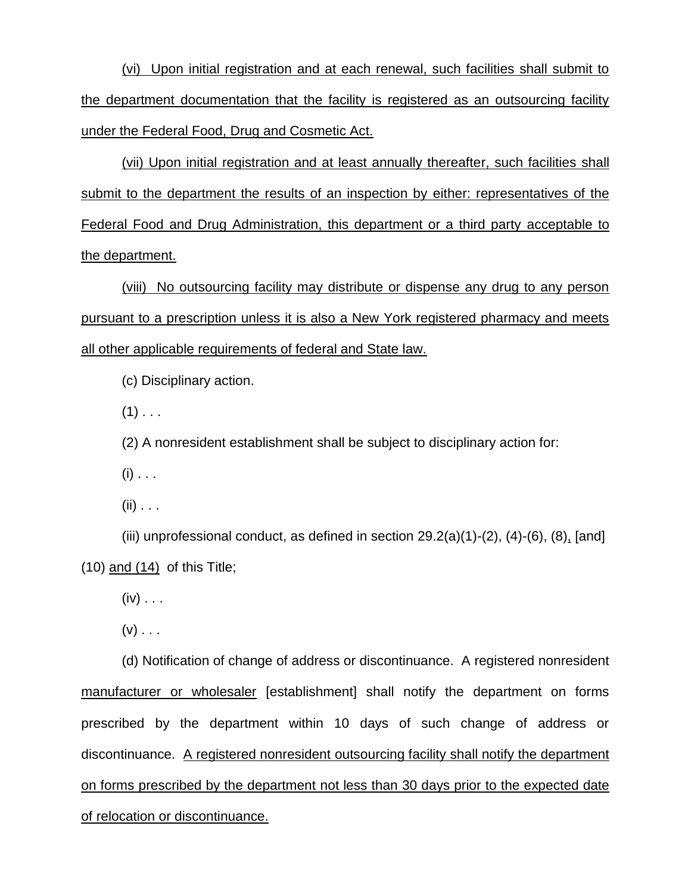(vi) Upon initial registration and at each renewal, such facilities shall submit to the department documentation that the facility is registered as an outsourcing facility under the Federal Food, Drug and Cosmetic Act.

(vii) Upon initial registration and at least annually thereafter, such facilities shall submit to the department the results of an inspection by either: representatives of the Federal Food and Drug Administration, this department or a third party acceptable to the department.

(viii) No outsourcing facility may distribute or dispense any drug to any person pursuant to a prescription unless it is also a New York registered pharmacy and meets all other applicable requirements of federal and State law.

(c) Disciplinary action.

(1) . . .

(2) A nonresident establishment shall be subject to disciplinary action for:

(i) . . .

(ii) . . .

(iii) unprofessional conduct, as defined in section 29.2(a)(1)-(2), (4)-(6), (8), [and] (10) and (14) of this Title;

(iv) . . .

(v) . . .

(d) Notification of change of address or discontinuance. A registered nonresident manufacturer or wholesaler [establishment] shall notify the department on forms prescribed by the department within 10 days of such change of address or discontinuance. A registered nonresident outsourcing facility shall notify the department on forms prescribed by the department not less than 30 days prior to the expected date of relocation or discontinuance.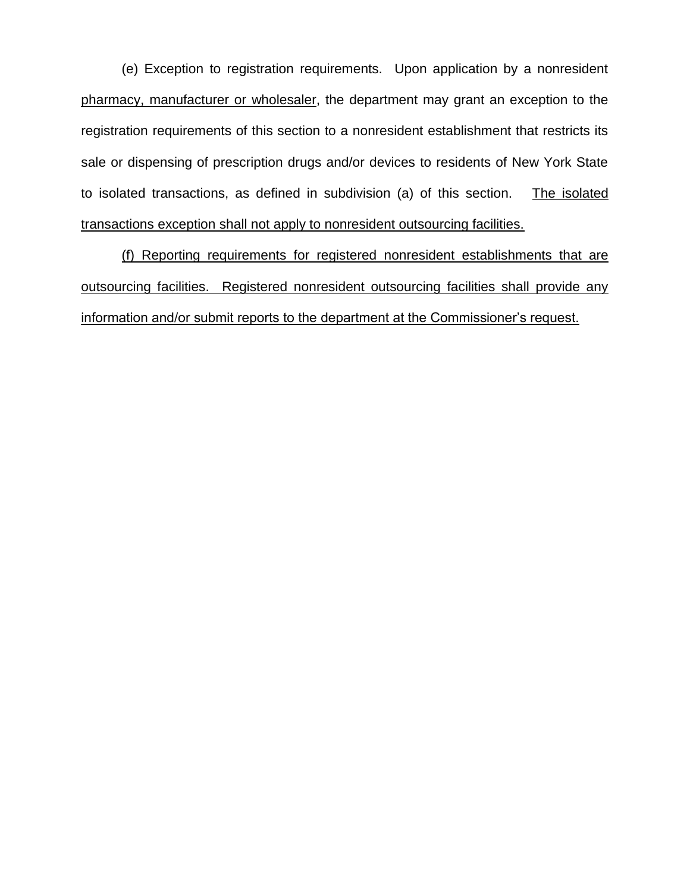(e) Exception to registration requirements. Upon application by a nonresident pharmacy, manufacturer or wholesaler, the department may grant an exception to the registration requirements of this section to a nonresident establishment that restricts its sale or dispensing of prescription drugs and/or devices to residents of New York State to isolated transactions, as defined in subdivision (a) of this section. The isolated transactions exception shall not apply to nonresident outsourcing facilities.

(f) Reporting requirements for registered nonresident establishments that are outsourcing facilities. Registered nonresident outsourcing facilities shall provide any information and/or submit reports to the department at the Commissioner's request.